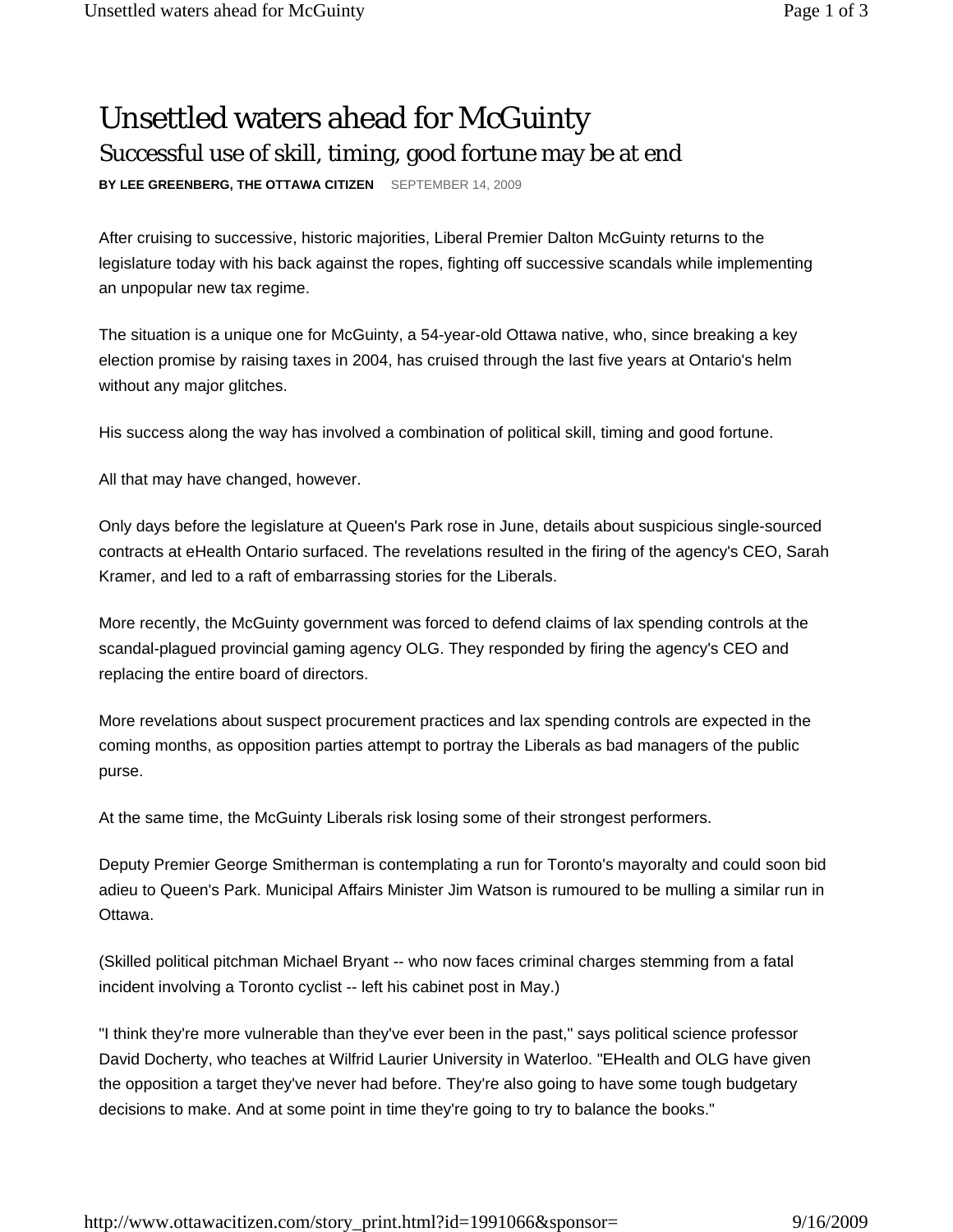# Unsettled waters ahead for McGuinty

## Successful use of skill, timing, good fortune may be at end

**BY LEE GREENBERG, THE OTTAWA CITIZEN** SEPTEMBER 14, 2009

After cruising to successive, historic majorities, Liberal Premier Dalton McGuinty returns to the legislature today with his back against the ropes, fighting off successive scandals while implementing an unpopular new tax regime.

The situation is a unique one for McGuinty, a 54-year-old Ottawa native, who, since breaking a key election promise by raising taxes in 2004, has cruised through the last five years at Ontario's helm without any major glitches.

His success along the way has involved a combination of political skill, timing and good fortune.

All that may have changed, however.

Only days before the legislature at Queen's Park rose in June, details about suspicious single-sourced contracts at eHealth Ontario surfaced. The revelations resulted in the firing of the agency's CEO, Sarah Kramer, and led to a raft of embarrassing stories for the Liberals.

More recently, the McGuinty government was forced to defend claims of lax spending controls at the scandal-plagued provincial gaming agency OLG. They responded by firing the agency's CEO and replacing the entire board of directors.

More revelations about suspect procurement practices and lax spending controls are expected in the coming months, as opposition parties attempt to portray the Liberals as bad managers of the public purse.

At the same time, the McGuinty Liberals risk losing some of their strongest performers.

Deputy Premier George Smitherman is contemplating a run for Toronto's mayoralty and could soon bid adieu to Queen's Park. Municipal Affairs Minister Jim Watson is rumoured to be mulling a similar run in Ottawa.

(Skilled political pitchman Michael Bryant -- who now faces criminal charges stemming from a fatal incident involving a Toronto cyclist -- left his cabinet post in May.)

"I think they're more vulnerable than they've ever been in the past," says political science professor David Docherty, who teaches at Wilfrid Laurier University in Waterloo. "EHealth and OLG have given the opposition a target they've never had before. They're also going to have some tough budgetary decisions to make. And at some point in time they're going to try to balance the books."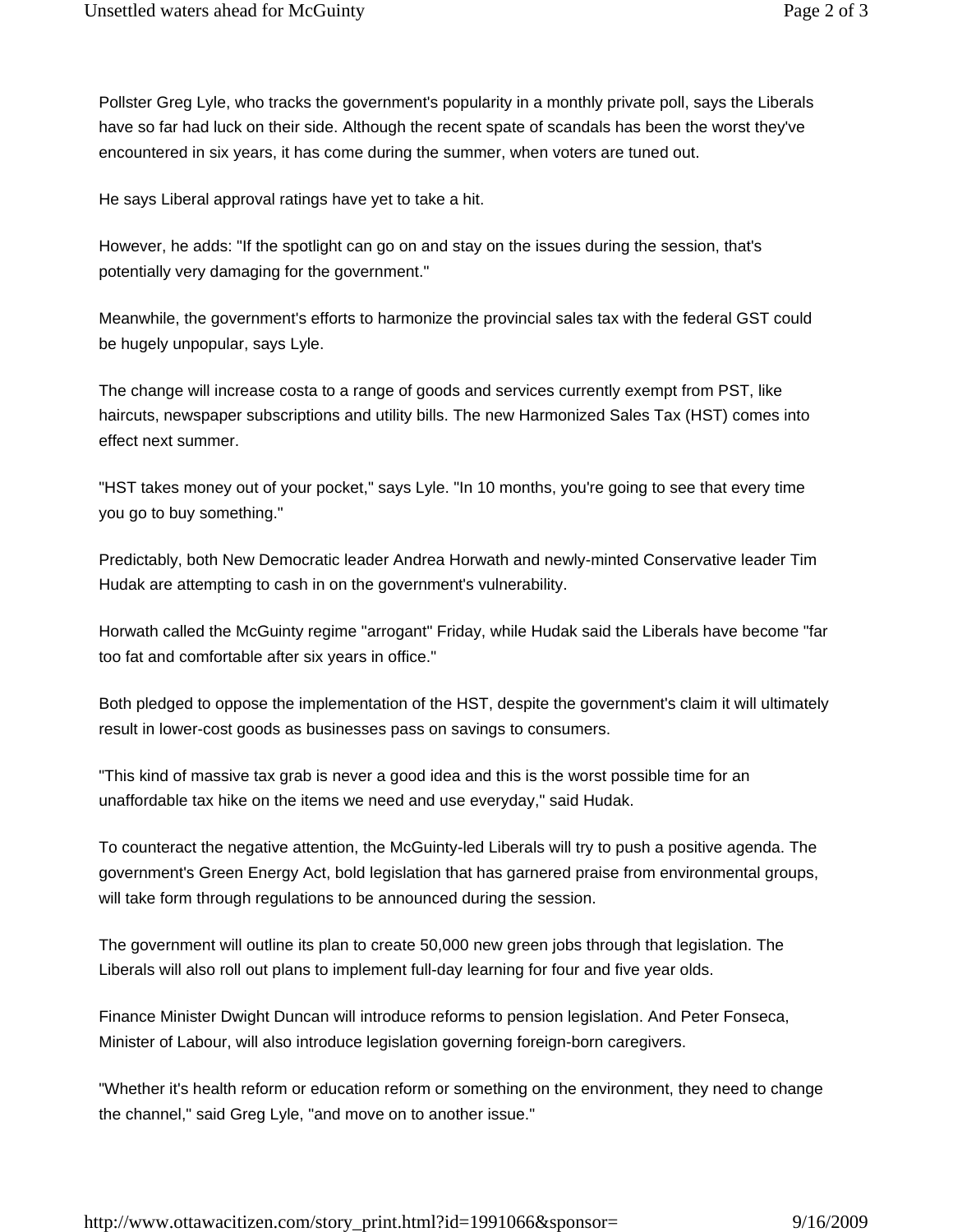Pollster Greg Lyle, who tracks the government's popularity in a monthly private poll, says the Liberals have so far had luck on their side. Although the recent spate of scandals has been the worst they've encountered in six years, it has come during the summer, when voters are tuned out.

He says Liberal approval ratings have yet to take a hit.

However, he adds: "If the spotlight can go on and stay on the issues during the session, that's potentially very damaging for the government."

Meanwhile, the government's efforts to harmonize the provincial sales tax with the federal GST could be hugely unpopular, says Lyle.

The change will increase costa to a range of goods and services currently exempt from PST, like haircuts, newspaper subscriptions and utility bills. The new Harmonized Sales Tax (HST) comes into effect next summer.

"HST takes money out of your pocket," says Lyle. "In 10 months, you're going to see that every time you go to buy something."

Predictably, both New Democratic leader Andrea Horwath and newly-minted Conservative leader Tim Hudak are attempting to cash in on the government's vulnerability.

Horwath called the McGuinty regime "arrogant" Friday, while Hudak said the Liberals have become "far too fat and comfortable after six years in office."

Both pledged to oppose the implementation of the HST, despite the government's claim it will ultimately result in lower-cost goods as businesses pass on savings to consumers.

"This kind of massive tax grab is never a good idea and this is the worst possible time for an unaffordable tax hike on the items we need and use everyday," said Hudak.

To counteract the negative attention, the McGuinty-led Liberals will try to push a positive agenda. The government's Green Energy Act, bold legislation that has garnered praise from environmental groups, will take form through regulations to be announced during the session.

The government will outline its plan to create 50,000 new green jobs through that legislation. The Liberals will also roll out plans to implement full-day learning for four and five year olds.

Finance Minister Dwight Duncan will introduce reforms to pension legislation. And Peter Fonseca, Minister of Labour, will also introduce legislation governing foreign-born caregivers.

"Whether it's health reform or education reform or something on the environment, they need to change the channel," said Greg Lyle, "and move on to another issue."